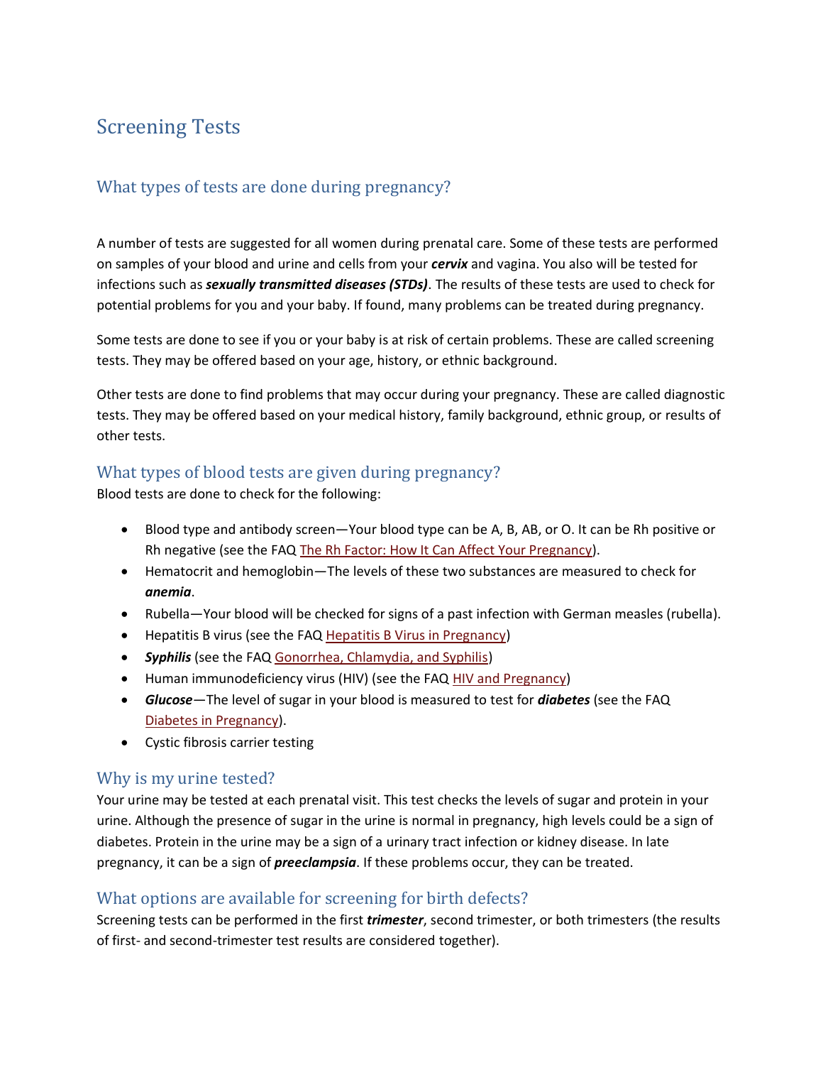# Screening Tests

## What types of tests are done during pregnancy?

A number of tests are suggested for all women during prenatal care. Some of these tests are performed on samples of your blood and urine and cells from your ***cervix*** and vagina. You also will be tested for infections such as ***sexually transmitted diseases (STDs)***. The results of these tests are used to check for potential problems for you and your baby. If found, many problems can be treated during pregnancy.

Some tests are done to see if you or your baby is at risk of certain problems. These are called screening tests. They may be offered based on your age, history, or ethnic background.

Other tests are done to find problems that may occur during your pregnancy. These are called diagnostic tests. They may be offered based on your medical history, family background, ethnic group, or results of other tests.

## What types of blood tests are given during pregnancy?

Blood tests are done to check for the following:

- Blood type and antibody screen—Your blood type can be A, B, AB, or O. It can be Rh positive or Rh negative (see the FAQ The Rh Factor: How It Can Affect Your Pregnancy).
- Hematocrit and hemoglobin—The levels of these two substances are measured to check for ***anemia***.
- Rubella—Your blood will be checked for signs of a past infection with German measles (rubella).
- Hepatitis B virus (see the FAQ Hepatitis B Virus in Pregnancy)
- ***Syphilis*** (see the FAQ Gonorrhea, Chlamydia, and Syphilis)
- Human immunodeficiency virus (HIV) (see the FAQ HIV and Pregnancy)
- ***Glucose***—The level of sugar in your blood is measured to test for ***diabetes*** (see the FAQ Diabetes in Pregnancy).
- Cystic fibrosis carrier testing

## Why is my urine tested?

Your urine may be tested at each prenatal visit. This test checks the levels of sugar and protein in your urine. Although the presence of sugar in the urine is normal in pregnancy, high levels could be a sign of diabetes. Protein in the urine may be a sign of a urinary tract infection or kidney disease. In late pregnancy, it can be a sign of ***preeclampsia***. If these problems occur, they can be treated.

## What options are available for screening for birth defects?

Screening tests can be performed in the first ***trimester***, second trimester, or both trimesters (the results of first- and second-trimester test results are considered together).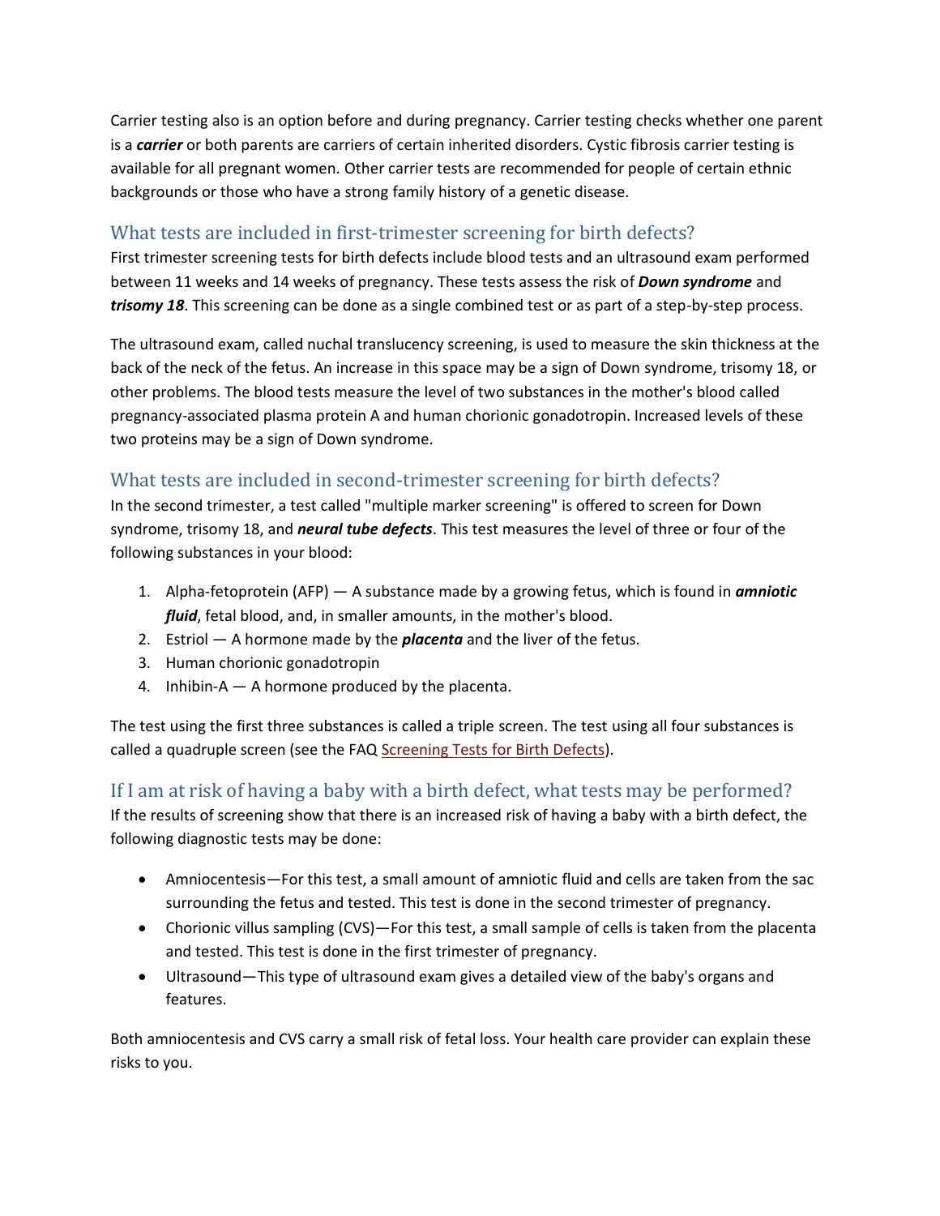Carrier testing also is an option before and during pregnancy. Carrier testing checks whether one parent is a ***carrier*** or both parents are carriers of certain inherited disorders. Cystic fibrosis carrier testing is available for all pregnant women. Other carrier tests are recommended for people of certain ethnic backgrounds or those who have a strong family history of a genetic disease.

## What tests are included in first-trimester screening for birth defects?

First trimester screening tests for birth defects include blood tests and an ultrasound exam performed between 11 weeks and 14 weeks of pregnancy. These tests assess the risk of ***Down syndrome*** and ***trisomy 18***. This screening can be done as a single combined test or as part of a step-by-step process.

The ultrasound exam, called nuchal translucency screening, is used to measure the skin thickness at the back of the neck of the fetus. An increase in this space may be a sign of Down syndrome, trisomy 18, or other problems. The blood tests measure the level of two substances in the mother's blood called pregnancy-associated plasma protein A and human chorionic gonadotropin. Increased levels of these two proteins may be a sign of Down syndrome.

## What tests are included in second-trimester screening for birth defects?

In the second trimester, a test called "multiple marker screening" is offered to screen for Down syndrome, trisomy 18, and ***neural tube defects***. This test measures the level of three or four of the following substances in your blood:

1. Alpha-fetoprotein (AFP) — A substance made by a growing fetus, which is found in ***amniotic fluid***, fetal blood, and, in smaller amounts, in the mother's blood.
2. Estriol — A hormone made by the ***placenta*** and the liver of the fetus.
3. Human chorionic gonadotropin
4. Inhibin-A — A hormone produced by the placenta.

The test using the first three substances is called a triple screen. The test using all four substances is called a quadruple screen (see the FAQ Screening Tests for Birth Defects).

## If I am at risk of having a baby with a birth defect, what tests may be performed?

If the results of screening show that there is an increased risk of having a baby with a birth defect, the following diagnostic tests may be done:

- Amniocentesis—For this test, a small amount of amniotic fluid and cells are taken from the sac surrounding the fetus and tested. This test is done in the second trimester of pregnancy.
- Chorionic villus sampling (CVS)—For this test, a small sample of cells is taken from the placenta and tested. This test is done in the first trimester of pregnancy.
- Ultrasound—This type of ultrasound exam gives a detailed view of the baby's organs and features.

Both amniocentesis and CVS carry a small risk of fetal loss. Your health care provider can explain these risks to you.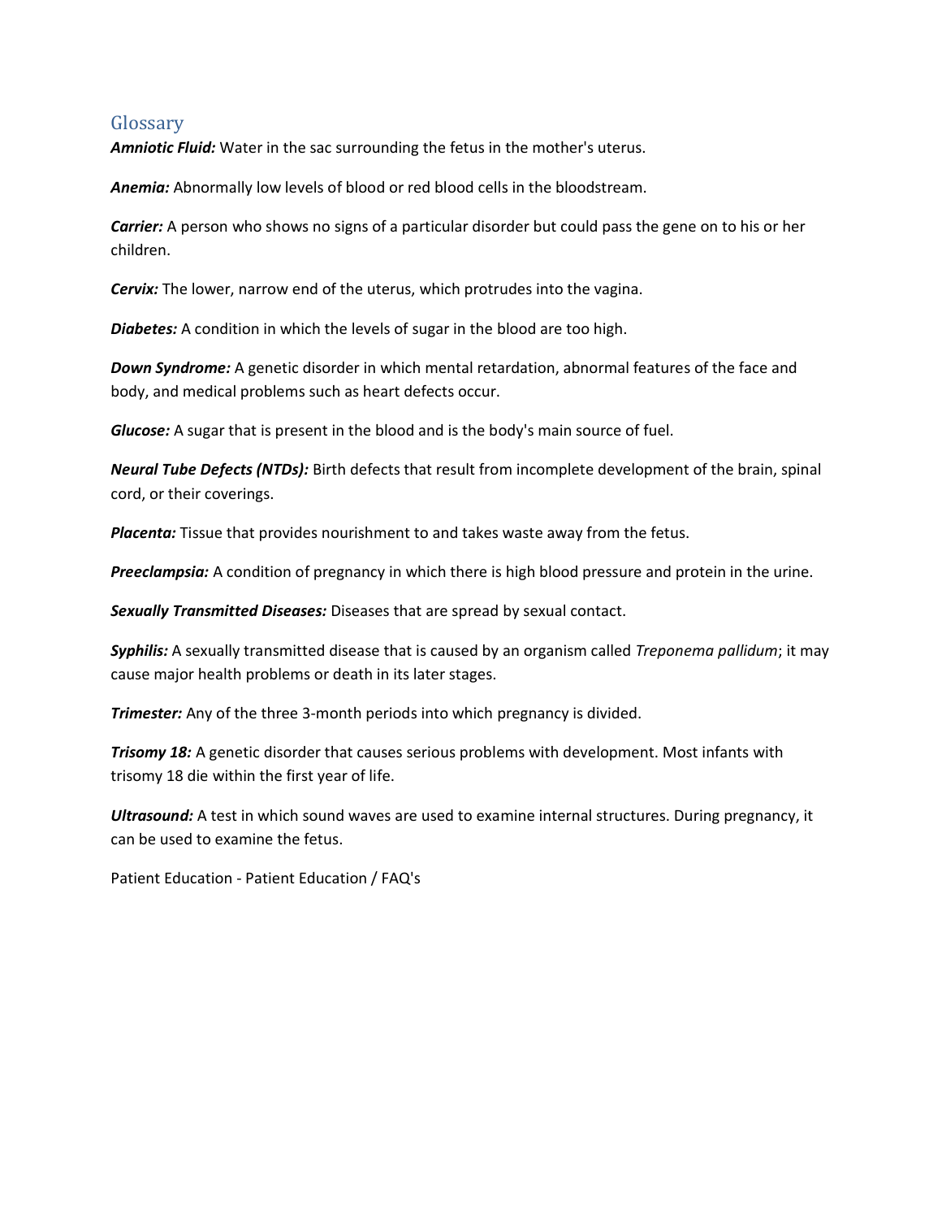## Glossary

***Amniotic Fluid:*** Water in the sac surrounding the fetus in the mother's uterus.

***Anemia:*** Abnormally low levels of blood or red blood cells in the bloodstream.

***Carrier:*** A person who shows no signs of a particular disorder but could pass the gene on to his or her children.

***Cervix:*** The lower, narrow end of the uterus, which protrudes into the vagina.

***Diabetes:*** A condition in which the levels of sugar in the blood are too high.

***Down Syndrome:*** A genetic disorder in which mental retardation, abnormal features of the face and body, and medical problems such as heart defects occur.

***Glucose:*** A sugar that is present in the blood and is the body's main source of fuel.

***Neural Tube Defects (NTDs):*** Birth defects that result from incomplete development of the brain, spinal cord, or their coverings.

***Placenta:*** Tissue that provides nourishment to and takes waste away from the fetus.

***Preeclampsia:*** A condition of pregnancy in which there is high blood pressure and protein in the urine.

***Sexually Transmitted Diseases:*** Diseases that are spread by sexual contact.

***Syphilis:*** A sexually transmitted disease that is caused by an organism called *Treponema pallidum*; it may cause major health problems or death in its later stages.

***Trimester:*** Any of the three 3-month periods into which pregnancy is divided.

***Trisomy 18:*** A genetic disorder that causes serious problems with development. Most infants with trisomy 18 die within the first year of life.

***Ultrasound:*** A test in which sound waves are used to examine internal structures. During pregnancy, it can be used to examine the fetus.

Patient Education - Patient Education / FAQ's